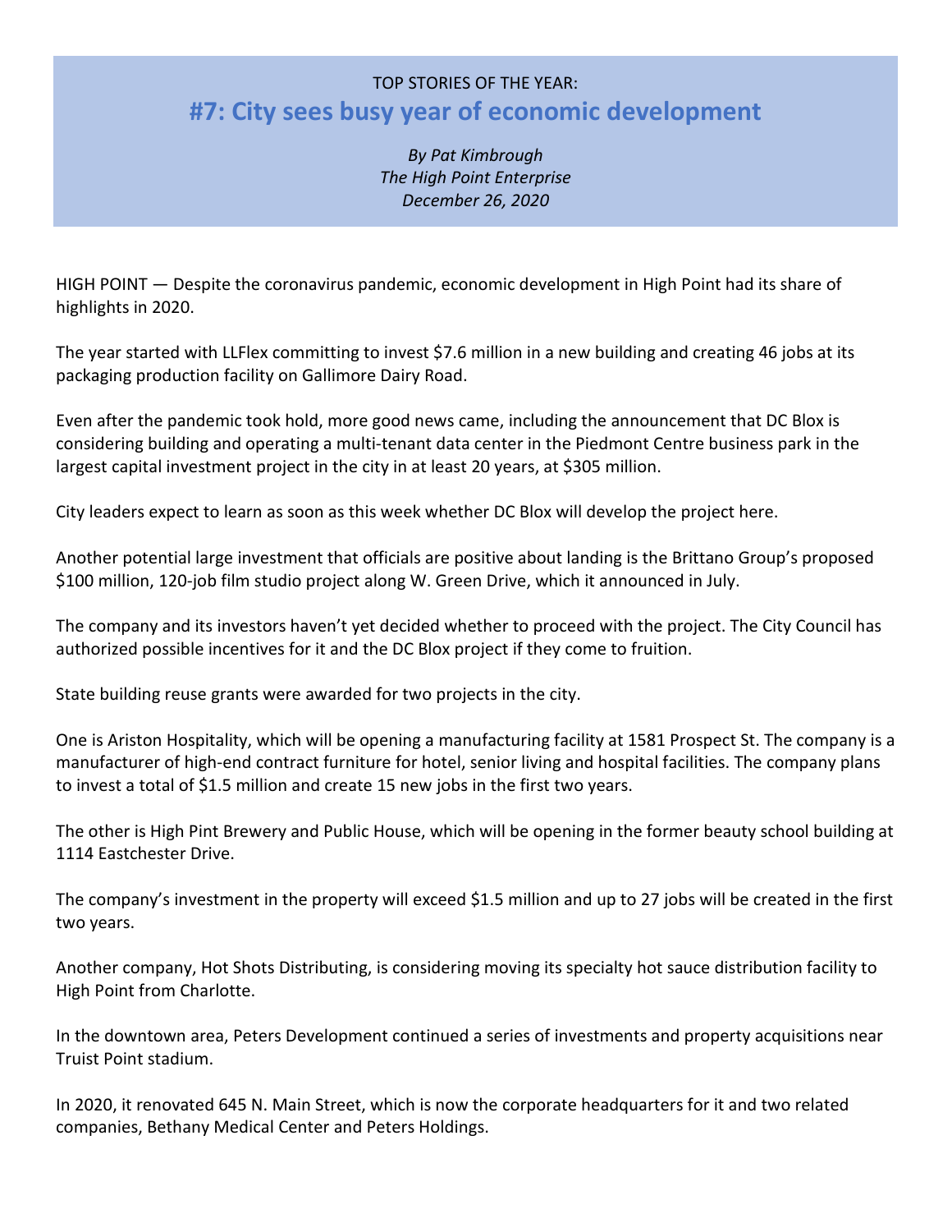TOP STORIES OF THE YEAR:

# #7: City sees busy year of economic development

*By Pat Kimbrough*
*The High Point Enterprise*
*December 26, 2020*

HIGH POINT — Despite the coronavirus pandemic, economic development in High Point had its share of highlights in 2020.

The year started with LLFlex committing to invest $7.6 million in a new building and creating 46 jobs at its packaging production facility on Gallimore Dairy Road.

Even after the pandemic took hold, more good news came, including the announcement that DC Blox is considering building and operating a multi-tenant data center in the Piedmont Centre business park in the largest capital investment project in the city in at least 20 years, at $305 million.

City leaders expect to learn as soon as this week whether DC Blox will develop the project here.

Another potential large investment that officials are positive about landing is the Brittano Group's proposed $100 million, 120-job film studio project along W. Green Drive, which it announced in July.

The company and its investors haven't yet decided whether to proceed with the project. The City Council has authorized possible incentives for it and the DC Blox project if they come to fruition.

State building reuse grants were awarded for two projects in the city.

One is Ariston Hospitality, which will be opening a manufacturing facility at 1581 Prospect St. The company is a manufacturer of high-end contract furniture for hotel, senior living and hospital facilities. The company plans to invest a total of $1.5 million and create 15 new jobs in the first two years.

The other is High Pint Brewery and Public House, which will be opening in the former beauty school building at 1114 Eastchester Drive.

The company's investment in the property will exceed $1.5 million and up to 27 jobs will be created in the first two years.

Another company, Hot Shots Distributing, is considering moving its specialty hot sauce distribution facility to High Point from Charlotte.

In the downtown area, Peters Development continued a series of investments and property acquisitions near Truist Point stadium.

In 2020, it renovated 645 N. Main Street, which is now the corporate headquarters for it and two related companies, Bethany Medical Center and Peters Holdings.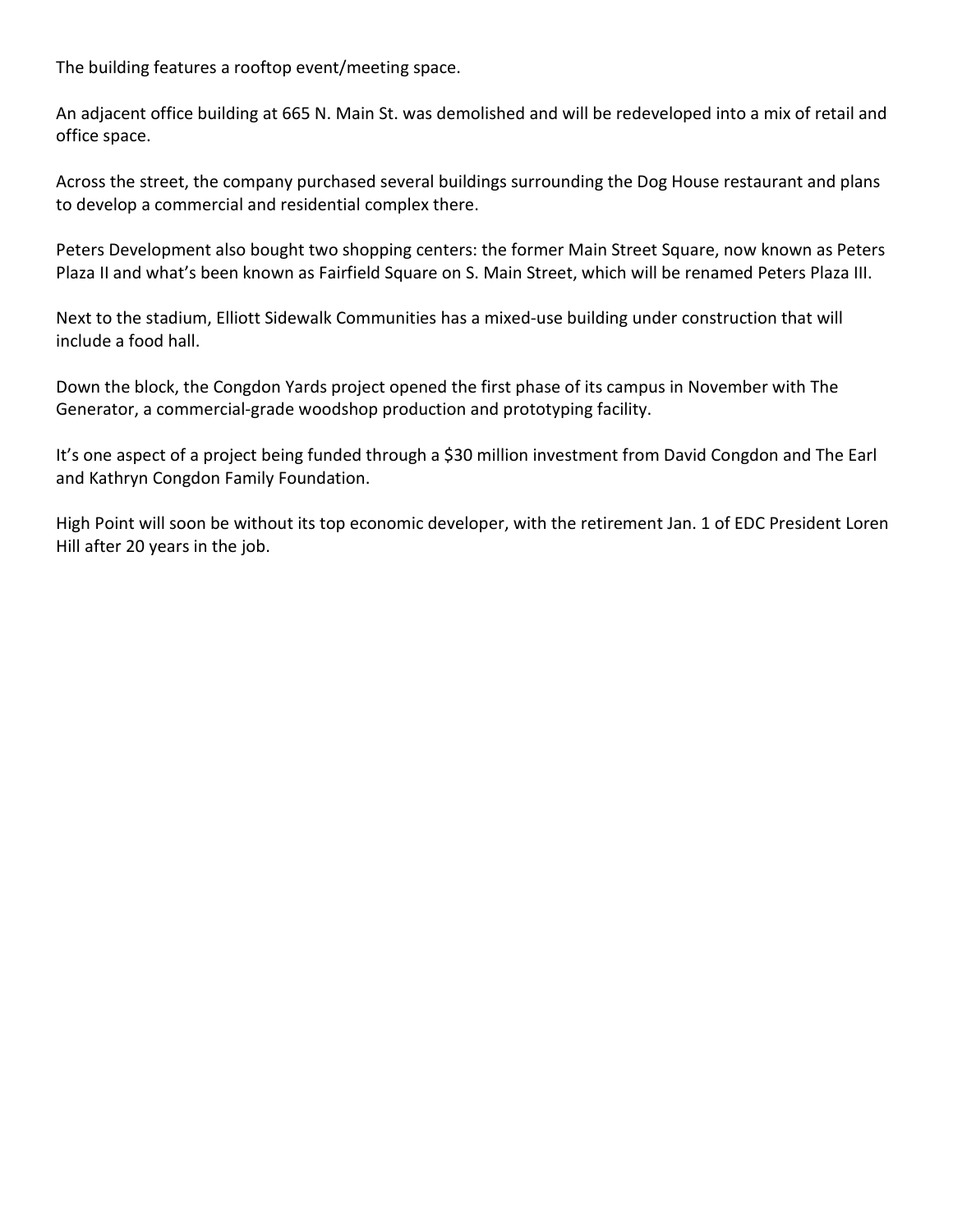The building features a rooftop event/meeting space.

An adjacent office building at 665 N. Main St. was demolished and will be redeveloped into a mix of retail and office space.

Across the street, the company purchased several buildings surrounding the Dog House restaurant and plans to develop a commercial and residential complex there.

Peters Development also bought two shopping centers: the former Main Street Square, now known as Peters Plaza II and what's been known as Fairfield Square on S. Main Street, which will be renamed Peters Plaza III.

Next to the stadium, Elliott Sidewalk Communities has a mixed-use building under construction that will include a food hall.

Down the block, the Congdon Yards project opened the first phase of its campus in November with The Generator, a commercial-grade woodshop production and prototyping facility.

It's one aspect of a project being funded through a $30 million investment from David Congdon and The Earl and Kathryn Congdon Family Foundation.

High Point will soon be without its top economic developer, with the retirement Jan. 1 of EDC President Loren Hill after 20 years in the job.